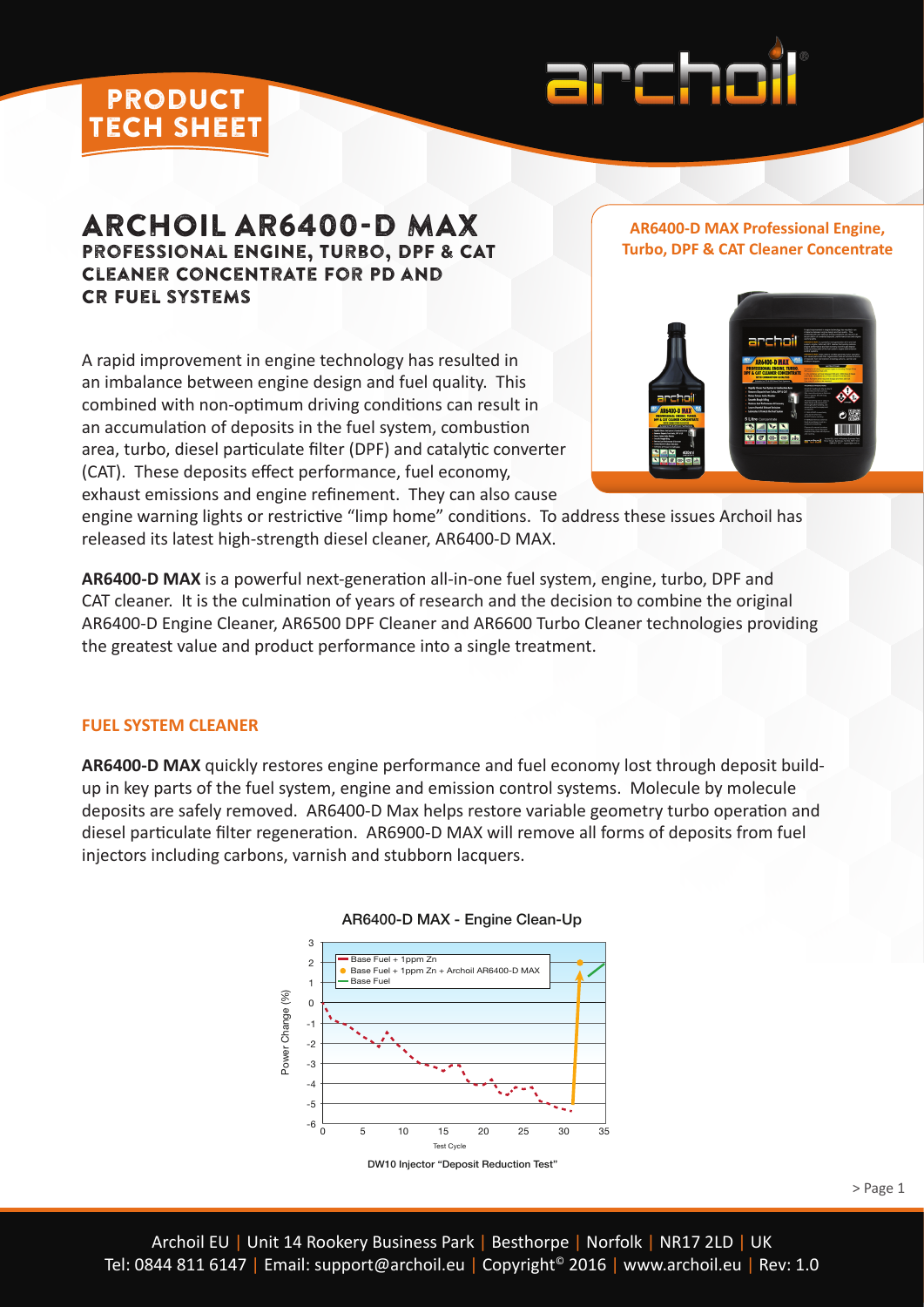PRODUCT TECH SHEET

# ARCHOIL AR6400-D MAX

## PROFESSIONAL ENGINE, TURBO, DPF & CAT CLEANER CONCENTRATE FOR PD AND CR FUEL SYSTEMS

**AR6400-D MAX Professional Engine, Turbo, DPF & CAT Cleaner Concentrate**

A rapid improvement in engine technology has resulted in an imbalance between engine design and fuel quality. This combined with non-optimum driving conditions can result in an accumulation of deposits in the fuel system, combustion area, turbo, diesel particulate filter (DPF) and catalytic converter (CAT). These deposits effect performance, fuel economy, exhaust emissions and engine refinement. They can also cause engine warning lights or restrictive "limp home" conditions. To address these issues Archoil has released its latest high-strength diesel cleaner, AR6400-D MAX.

**AR6400-D MAX** is a powerful next-generation all-in-one fuel system, engine, turbo, DPF and CAT cleaner. It is the culmination of years of research and the decision to combine the original AR6400-D Engine Cleaner, AR6500 DPF Cleaner and AR6600 Turbo Cleaner technologies providing the greatest value and product performance into a single treatment.

### FUEL SYSTEM CLEANER

**AR6400-D MAX** quickly restores engine performance and fuel economy lost through deposit build-up in key parts of the fuel system, engine and emission control systems. Molecule by molecule deposits are safely removed. AR6400-D Max helps restore variable geometry turbo operation and diesel particulate filter regeneration. AR6900-D MAX will remove all forms of deposits from fuel injectors including carbons, varnish and stubborn lacquers.

AR6400-D MAX - Engine Clean-Up

DW10 Injector "Deposit Reduction Test"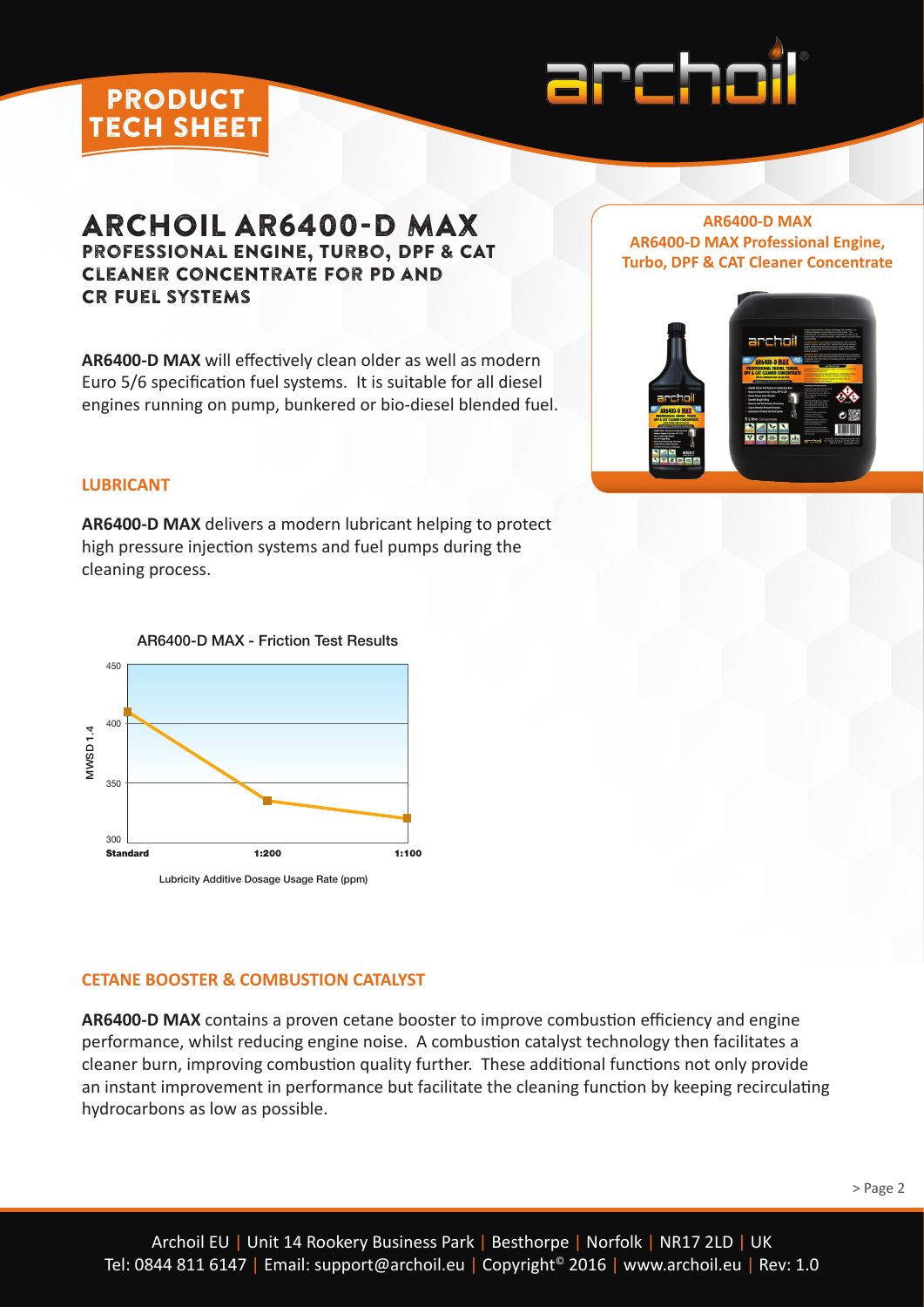# ARCHOIL AR6400-D MAX

## PROFESSIONAL ENGINE, TURBO, DPF & CAT CLEANER CONCENTRATE FOR PD AND CR FUEL SYSTEMS

**AR6400-D MAX**
**AR6400-D MAX Professional Engine, Turbo, DPF & CAT Cleaner Concentrate**

**AR6400-D MAX** will effectively clean older as well as modern Euro 5/6 specification fuel systems. It is suitable for all diesel engines running on pump, bunkered or bio-diesel blended fuel.

### LUBRICANT

**AR6400-D MAX** delivers a modern lubricant helping to protect high pressure injection systems and fuel pumps during the cleaning process.

AR6400-D MAX - Friction Test Results

| Lubricity Additive Dosage Usage Rate (ppm) | MWSD 1.4 |
|---|---|
| Standard | ~410 |
| 1:200 | ~335 |
| 1:100 | ~320 |

### CETANE BOOSTER & COMBUSTION CATALYST

**AR6400-D MAX** contains a proven cetane booster to improve combustion efficiency and engine performance, whilst reducing engine noise. A combustion catalyst technology then facilitates a cleaner burn, improving combustion quality further. These additional functions not only provide an instant improvement in performance but facilitate the cleaning function by keeping recirculating hydrocarbons as low as possible.

> Page 2

Archoil EU | Unit 14 Rookery Business Park | Besthorpe | Norfolk | NR17 2LD | UK
Tel: 0844 811 6147 | Email: support@archoil.eu | Copyright© 2016 | www.archoil.eu | Rev: 1.0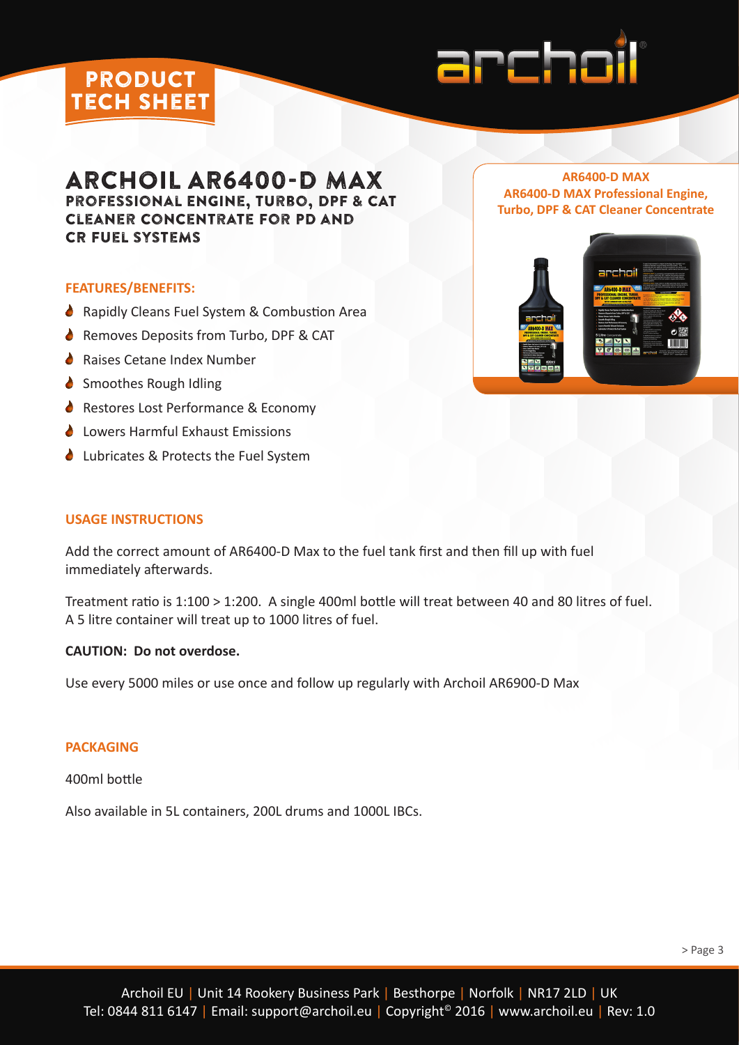# PRODUCT TECH SHEET

# ARCHOIL AR6400-D MAX

## PROFESSIONAL ENGINE, TURBO, DPF & CAT CLEANER CONCENTRATE FOR PD AND CR FUEL SYSTEMS

**AR6400-D MAX**
**AR6400-D MAX Professional Engine, Turbo, DPF & CAT Cleaner Concentrate**

### FEATURES/BENEFITS:

- Rapidly Cleans Fuel System & Combustion Area
- Removes Deposits from Turbo, DPF & CAT
- Raises Cetane Index Number
- Smoothes Rough Idling
- Restores Lost Performance & Economy
- Lowers Harmful Exhaust Emissions
- Lubricates & Protects the Fuel System

### USAGE INSTRUCTIONS

Add the correct amount of AR6400-D Max to the fuel tank first and then fill up with fuel immediately afterwards.

Treatment ratio is 1:100 > 1:200. A single 400ml bottle will treat between 40 and 80 litres of fuel. A 5 litre container will treat up to 1000 litres of fuel.

**CAUTION: Do not overdose.**

Use every 5000 miles or use once and follow up regularly with Archoil AR6900-D Max

### PACKAGING

400ml bottle

Also available in 5L containers, 200L drums and 1000L IBCs.

Archoil EU | Unit 14 Rookery Business Park | Besthorpe | Norfolk | NR17 2LD | UK
Tel: 0844 811 6147 | Email: support@archoil.eu | Copyright© 2016 | www.archoil.eu | Rev: 1.0